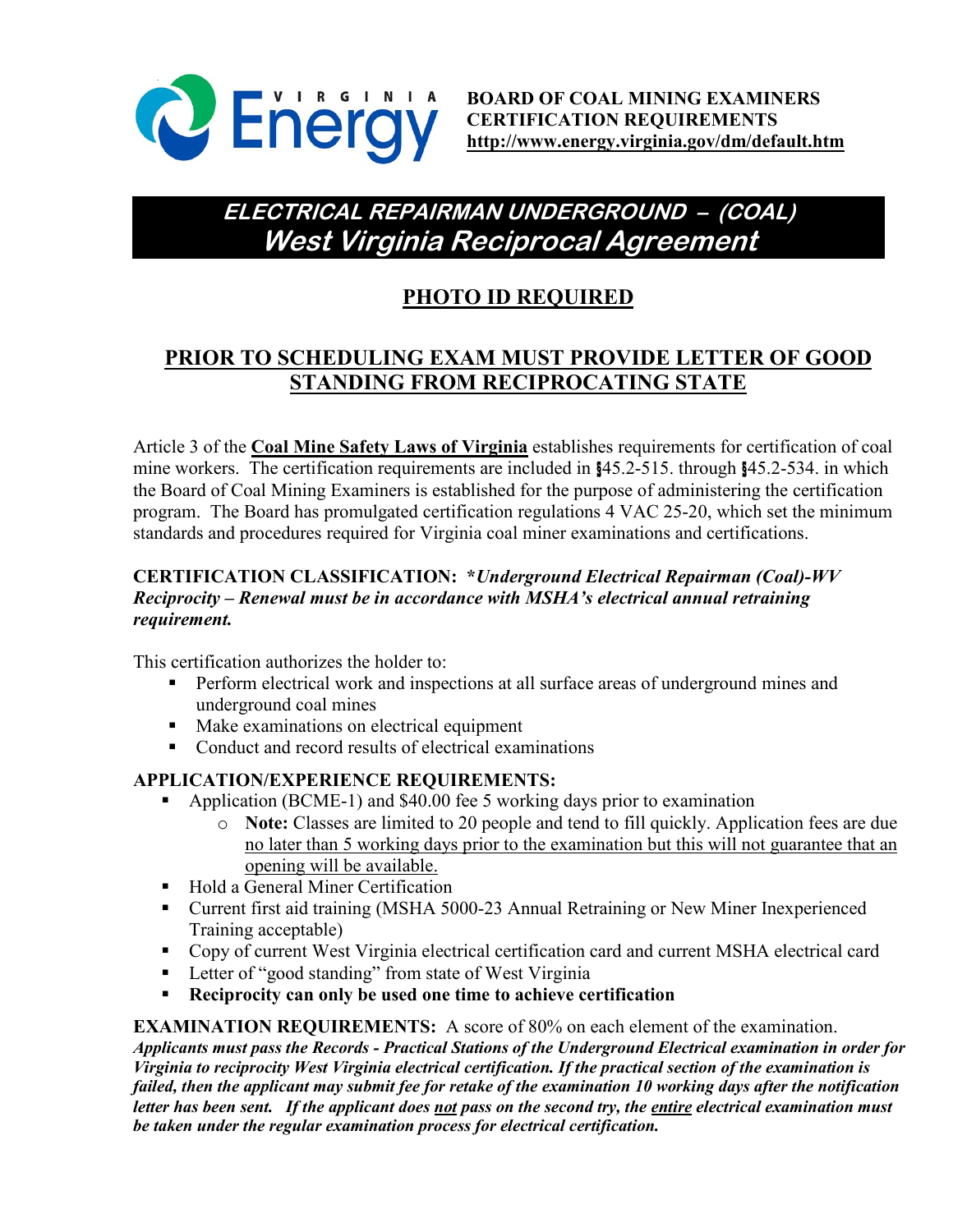**BOARD OF COAL MINING EXAMINERS**
**CERTIFICATION REQUIREMENTS**
**http://www.energy.virginia.gov/dm/default.htm**

# *ELECTRICAL REPAIRMAN UNDERGROUND – (COAL)*
# *West Virginia Reciprocal Agreement*

## PHOTO ID REQUIRED

## PRIOR TO SCHEDULING EXAM MUST PROVIDE LETTER OF GOOD STANDING FROM RECIPROCATING STATE

Article 3 of the **Coal Mine Safety Laws of Virginia** establishes requirements for certification of coal mine workers. The certification requirements are included in §45.2-515. through §45.2-534. in which the Board of Coal Mining Examiners is established for the purpose of administering the certification program. The Board has promulgated certification regulations 4 VAC 25-20, which set the minimum standards and procedures required for Virginia coal miner examinations and certifications.

**CERTIFICATION CLASSIFICATION:** ***Underground Electrical Repairman (Coal)-WV Reciprocity – Renewal must be in accordance with MSHA's electrical annual retraining requirement.***

This certification authorizes the holder to:

- Perform electrical work and inspections at all surface areas of underground mines and underground coal mines
- Make examinations on electrical equipment
- Conduct and record results of electrical examinations

**APPLICATION/EXPERIENCE REQUIREMENTS:**

- Application (BCME-1) and $40.00 fee 5 working days prior to examination
  - **Note:** Classes are limited to 20 people and tend to fill quickly. Application fees are due no later than 5 working days prior to the examination but this will not guarantee that an opening will be available.
- Hold a General Miner Certification
- Current first aid training (MSHA 5000-23 Annual Retraining or New Miner Inexperienced Training acceptable)
- Copy of current West Virginia electrical certification card and current MSHA electrical card
- Letter of "good standing" from state of West Virginia
- **Reciprocity can only be used one time to achieve certification**

**EXAMINATION REQUIREMENTS:** A score of 80% on each element of the examination. ***Applicants must pass the Records - Practical Stations of the Underground Electrical examination in order for Virginia to reciprocity West Virginia electrical certification. If the practical section of the examination is failed, then the applicant may submit fee for retake of the examination 10 working days after the notification letter has been sent. If the applicant does not pass on the second try, the entire electrical examination must be taken under the regular examination process for electrical certification.***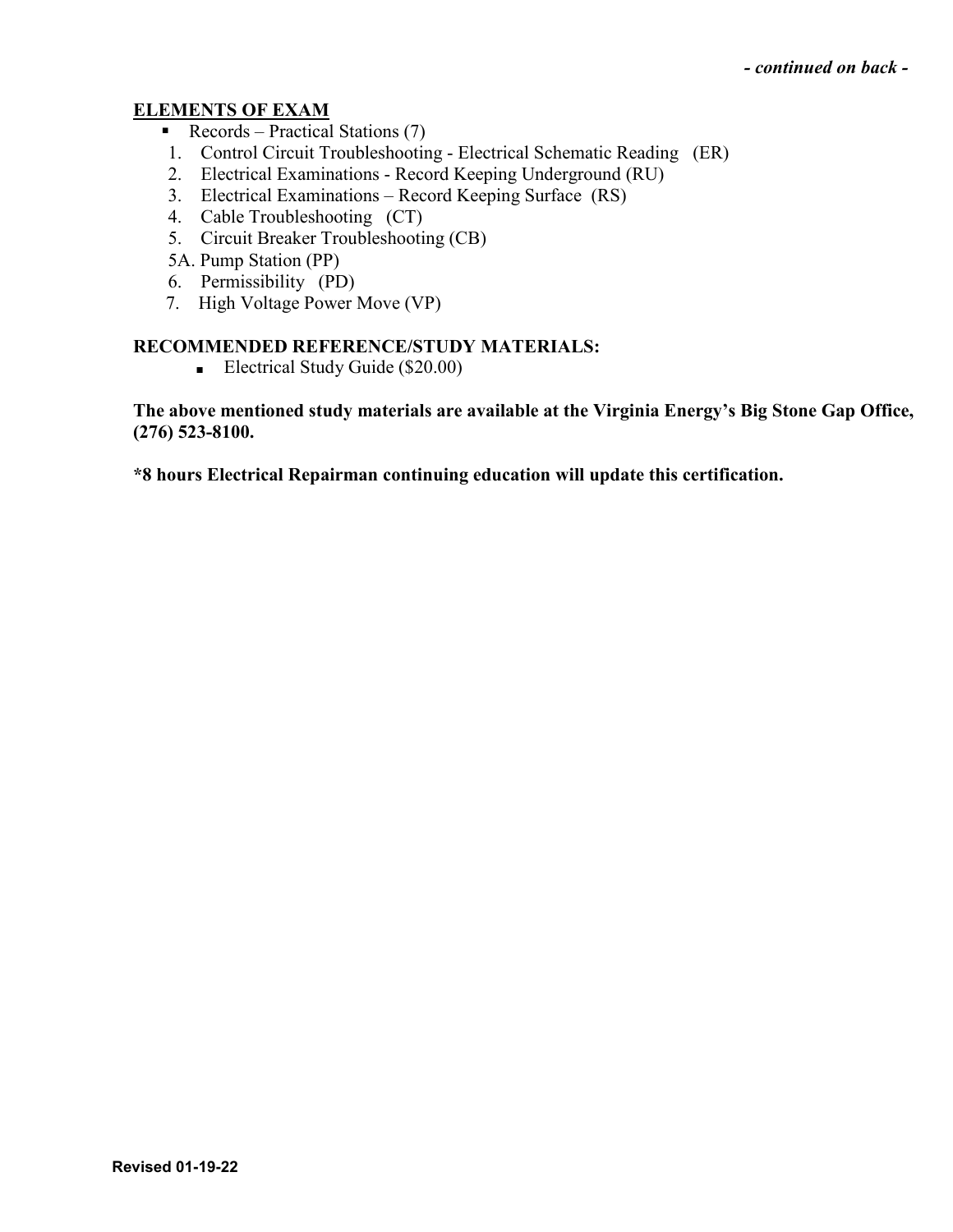***- continued on back -***

**ELEMENTS OF EXAM**

- Records – Practical Stations (7)

1. Control Circuit Troubleshooting - Electrical Schematic Reading (ER)
2. Electrical Examinations - Record Keeping Underground (RU)
3. Electrical Examinations – Record Keeping Surface (RS)
4. Cable Troubleshooting (CT)
5. Circuit Breaker Troubleshooting (CB)

5A. Pump Station (PP)

6. Permissibility (PD)
7. High Voltage Power Move (VP)

**RECOMMENDED REFERENCE/STUDY MATERIALS:**

- Electrical Study Guide ($20.00)

**The above mentioned study materials are available at the Virginia Energy's Big Stone Gap Office, (276) 523-8100.**

**\*8 hours Electrical Repairman continuing education will update this certification.**

**Revised 01-19-22**